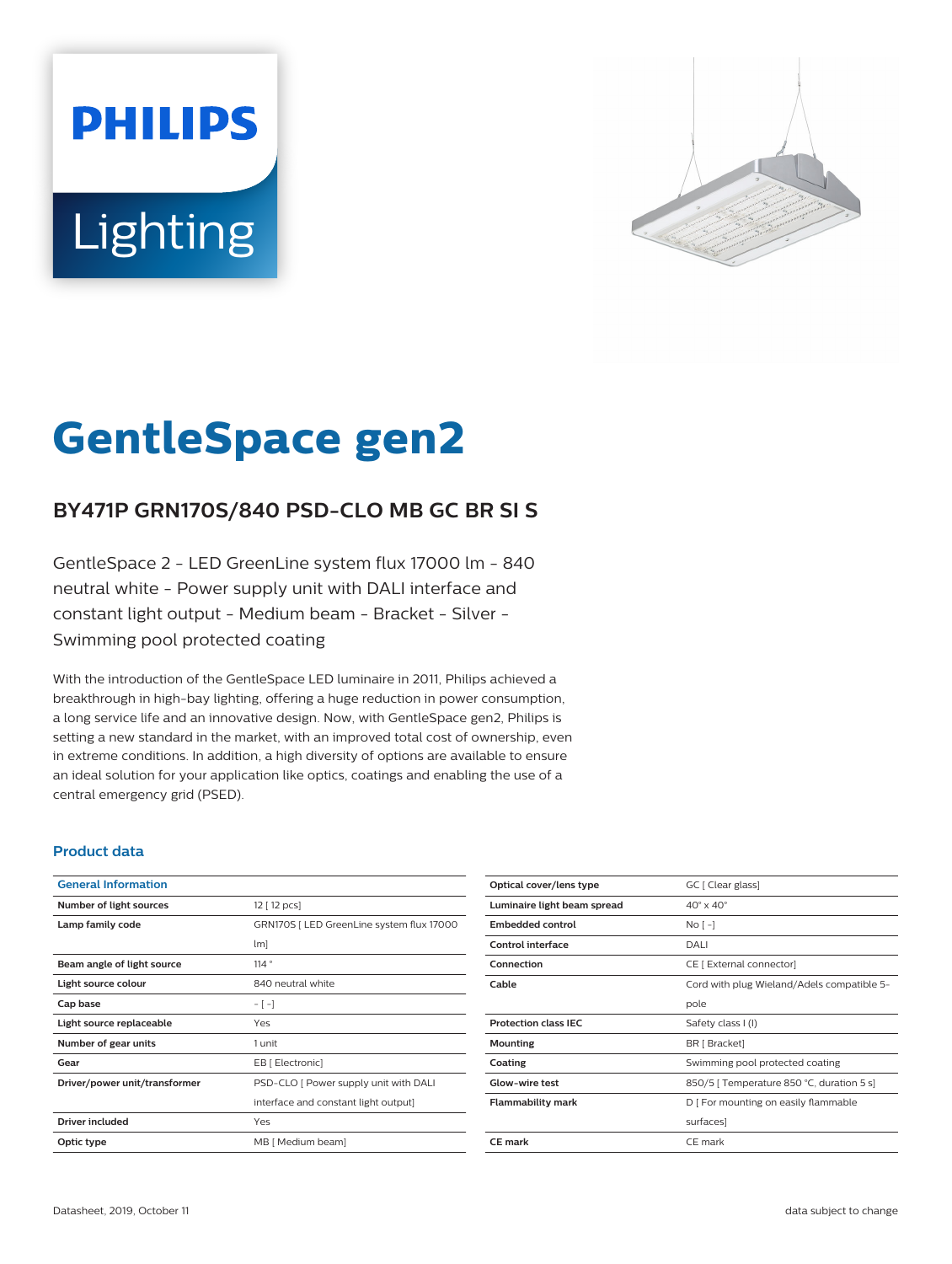PHILIPS

Lighting

# GentleSpace gen2

## BY471P GRN170S/840 PSD-CLO MB GC BR SI S

GentleSpace 2 - LED GreenLine system flux 17000 lm - 840 neutral white - Power supply unit with DALI interface and constant light output - Medium beam - Bracket - Silver - Swimming pool protected coating

With the introduction of the GentleSpace LED luminaire in 2011, Philips achieved a breakthrough in high-bay lighting, offering a huge reduction in power consumption, a long service life and an innovative design. Now, with GentleSpace gen2, Philips is setting a new standard in the market, with an improved total cost of ownership, even in extreme conditions. In addition, a high diversity of options are available to ensure an ideal solution for your application like optics, coatings and enabling the use of a central emergency grid (PSED).

### Product data

| General Information | |
|---|---|
| Number of light sources | 12 [ 12 pcs] |
| Lamp family code | GRN170S [ LED GreenLine system flux 17000 lm] |
| Beam angle of light source | 114 ° |
| Light source colour | 840 neutral white |
| Cap base | - [ -] |
| Light source replaceable | Yes |
| Number of gear units | 1 unit |
| Gear | EB [ Electronic] |
| Driver/power unit/transformer | PSD-CLO [ Power supply unit with DALI interface and constant light output] |
| Driver included | Yes |
| Optic type | MB [ Medium beam] |
| Optical cover/lens type | GC [ Clear glass] |
| Luminaire light beam spread | 40° x 40° |
| Embedded control | No [ -] |
| Control interface | DALI |
| Connection | CE [ External connector] |
| Cable | Cord with plug Wieland/Adels compatible 5-pole |
| Protection class IEC | Safety class I (I) |
| Mounting | BR [ Bracket] |
| Coating | Swimming pool protected coating |
| Glow-wire test | 850/5 [ Temperature 850 °C, duration 5 s] |
| Flammability mark | D [ For mounting on easily flammable surfaces] |
| CE mark | CE mark |

Datasheet, 2019, October 11

data subject to change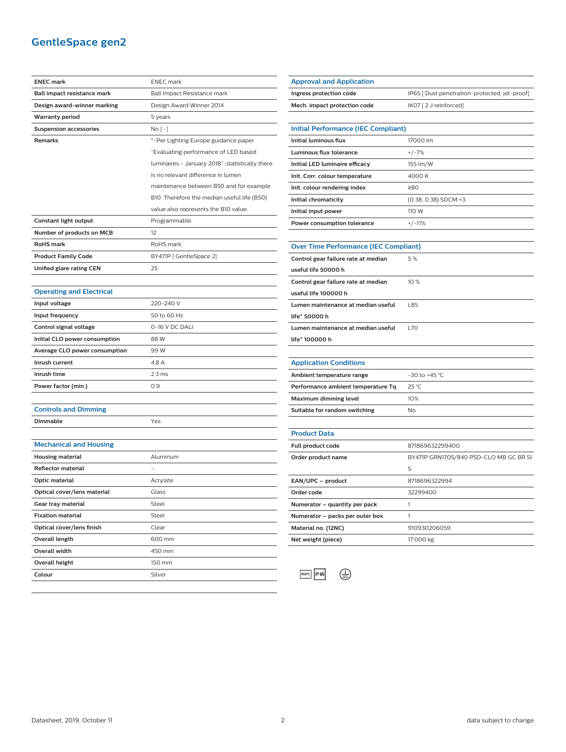## GentleSpace gen2

| | |
|---|---|
| **ENEC mark** | ENEC mark |
| **Ball impact resistance mark** | Ball Impact Resistance mark |
| **Design award-winner marking** | Design Award Winner 2014 |
| **Warranty period** | 5 years |
| **Suspension accessories** | No [ - ] |
| **Remarks** | *-Per Lighting Europe guidance paper "Evaluating performance of LED based luminaires - January 2018": statistically there is no relevant difference in lumen maintenance between B50 and for example B10. Therefore the median useful life (B50) value also represents the B10 value. |
| **Constant light output** | Programmable |
| **Number of products on MCB** | 12 |
| **RoHS mark** | RoHS mark |
| **Product Family Code** | BY471P [ GentleSpace 2] |
| **Unified glare rating CEN** | 25 |

### Operating and Electrical

| | |
|---|---|
| **Input voltage** | 220-240 V |
| **Input frequency** | 50 to 60 Hz |
| **Control signal voltage** | 0-16 V DC DALI |
| **Initial CLO power consumption** | 88 W |
| **Average CLO power consumption** | 99 W |
| **Inrush current** | 4.8 A |
| **Inrush time** | 2.3 ms |
| **Power factor (min.)** | 0.9 |

### Controls and Dimming

| | |
|---|---|
| **Dimmable** | Yes |

### Mechanical and Housing

| | |
|---|---|
| **Housing material** | Aluminum |
| **Reflector material** | - |
| **Optic material** | Acrylate |
| **Optical cover/lens material** | Glass |
| **Gear tray material** | Steel |
| **Fixation material** | Steel |
| **Optical cover/lens finish** | Clear |
| **Overall length** | 600 mm |
| **Overall width** | 450 mm |
| **Overall height** | 150 mm |
| **Colour** | Silver |

### Approval and Application

| | |
|---|---|
| **Ingress protection code** | IP65 [ Dust penetration-protected, jet-proof] |
| **Mech. impact protection code** | IK07 [ 2 J reinforced] |

### Initial Performance (IEC Compliant)

| | |
|---|---|
| **Initial luminous flux** | 17000 lm |
| **Luminous flux tolerance** | +/-7% |
| **Initial LED luminaire efficacy** | 155 lm/W |
| **Init. Corr. colour temperature** | 4000 K |
| **Init. colour rendering index** | ≥80 |
| **Initial chromaticity** | (0.38, 0.38) SDCM <3 |
| **Initial input power** | 110 W |
| **Power consumption tolerance** | +/-11% |

### Over Time Performance (IEC Compliant)

| | |
|---|---|
| **Control gear failure rate at median useful life 50000 h** | 5 % |
| **Control gear failure rate at median useful life 100000 h** | 10 % |
| **Lumen maintenance at median useful life* 50000 h** | L85 |
| **Lumen maintenance at median useful life* 100000 h** | L70 |

### Application Conditions

| | |
|---|---|
| **Ambient temperature range** | -30 to +45 °C |
| **Performance ambient temperature Tq** | 25 °C |
| **Maximum dimming level** | 10% |
| **Suitable for random switching** | No |

### Product Data

| | |
|---|---|
| **Full product code** | 871869632299400 |
| **Order product name** | BY471P GRN170S/840 PSD-CLO MB GC BR SI S |
| **EAN/UPC – product** | 8718696322994 |
| **Order code** | 32299400 |
| **Numerator – quantity per pack** | 1 |
| **Numerator – packs per outer box** | 1 |
| **Material no. (12NC)** | 910930206059 |
| **Net weight (piece)** | 17.000 kg |

850°C IP65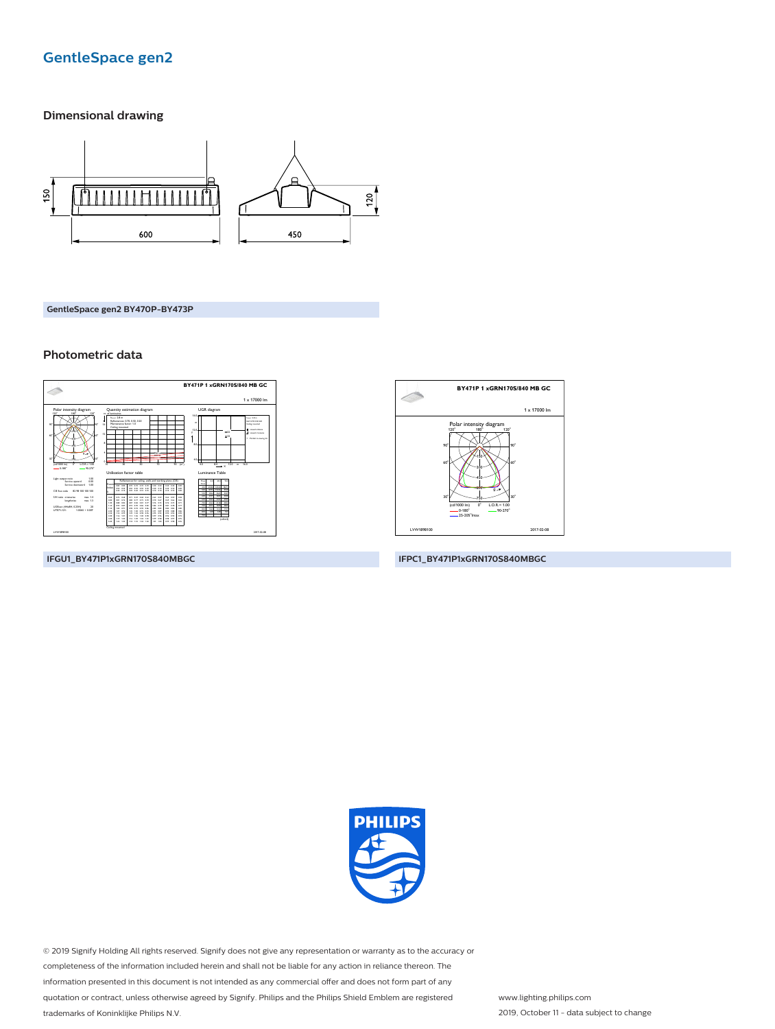## GentleSpace gen2

### Dimensional drawing

150

600

450

120

GentleSpace gen2 BY470P-BY473P

### Photometric data

BY471P 1 xGRN170S/840 MB GC

1 x 17000 lm

IFGU1_BY471P1xGRN170S840MBGC

BY471P 1 xGRN170S/840 MB GC

1 x 17000 lm

Polar intensity diagram

L.O.R.= 1.00

LVW1898100

2017-02-08

IFPC1_BY471P1xGRN170S840MBGC

© 2019 Signify Holding All rights reserved. Signify does not give any representation or warranty as to the accuracy or completeness of the information included herein and shall not be liable for any action in reliance thereon. The information presented in this document is not intended as any commercial offer and does not form part of any quotation or contract, unless otherwise agreed by Signify. Philips and the Philips Shield Emblem are registered trademarks of Koninklijke Philips N.V.

www.lighting.philips.com

2019, October 11 - data subject to change